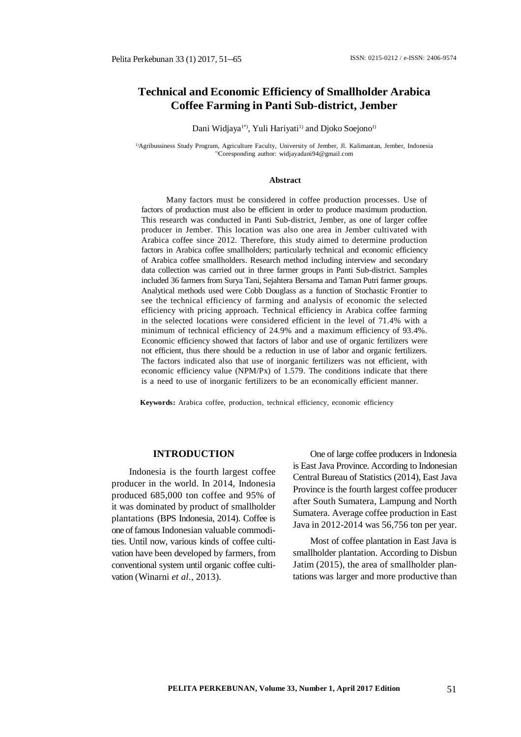# Technical and Economic Efficiency of Smallholder Arabica Coffee Farming in Panti Sub-district, Jember

Dani Widjaya[1*)], Yuli Hariyati[1)] and Djoko Soejono[1)]

[1)]Agribussiness Study Program, Agriculture Faculty, University of Jember, Jl. Kalimantan, Jember, Indonesia
[*)]Coresponding author: widjayadani94@gmail.com

### Abstract

Many factors must be considered in coffee production processes. Use of factors of production must also be efficient in order to produce maximum production. This research was conducted in Panti Sub-district, Jember, as one of larger coffee producer in Jember. This location was also one area in Jember cultivated with Arabica coffee since 2012. Therefore, this study aimed to determine production factors in Arabica coffee smallholders; particularly technical and economic efficiency of Arabica coffee smallholders. Research method including interview and secondary data collection was carried out in three farmer groups in Panti Sub-district. Samples included 36 farmers from Surya Tani, Sejahtera Bersama and Taman Putri farmer groups. Analytical methods used were Cobb Douglass as a function of Stochastic Frontier to see the technical efficiency of farming and analysis of economic the selected efficiency with pricing approach. Technical efficiency in Arabica coffee farming in the selected locations were considered efficient in the level of 71.4% with a minimum of technical efficiency of 24.9% and a maximum efficiency of 93.4%. Economic efficiency showed that factors of labor and use of organic fertilizers were not efficient, thus there should be a reduction in use of labor and organic fertilizers. The factors indicated also that use of inorganic fertilizers was not efficient, with economic efficiency value (NPM/Px) of 1.579. The conditions indicate that there is a need to use of inorganic fertilizers to be an economically efficient manner.

**Keywords:** Arabica coffee, production, technical efficiency, economic efficiency

## INTRODUCTION

Indonesia is the fourth largest coffee producer in the world. In 2014, Indonesia produced 685,000 ton coffee and 95% of it was dominated by product of smallholder plantations (BPS Indonesia, 2014). Coffee is one of famous Indonesian valuable commodities. Until now, various kinds of coffee cultivation have been developed by farmers, from conventional system until organic coffee cultivation (Winarni *et al*., 2013).

One of large coffee producers in Indonesia is East Java Province. According to Indonesian Central Bureau of Statistics (2014), East Java Province is the fourth largest coffee producer after South Sumatera, Lampung and North Sumatera. Average coffee production in East Java in 2012-2014 was 56,756 ton per year.

Most of coffee plantation in East Java is smallholder plantation. According to Disbun Jatim (2015), the area of smallholder plantations was larger and more productive than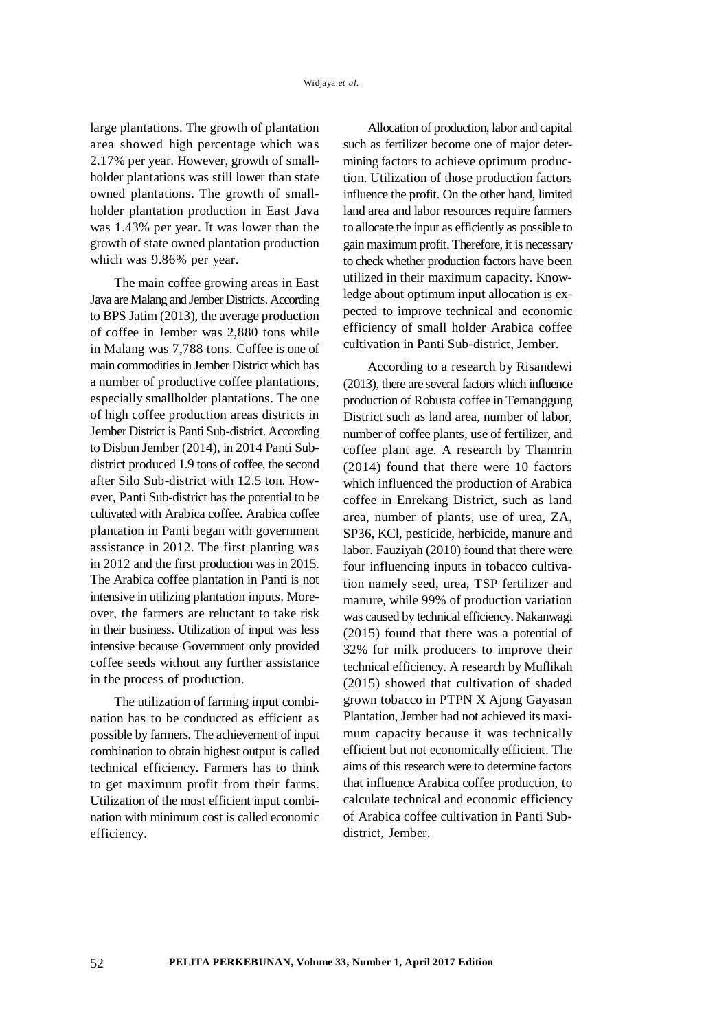large plantations. The growth of plantation area showed high percentage which was 2.17% per year. However, growth of smallholder plantations was still lower than state owned plantations. The growth of smallholder plantation production in East Java was 1.43% per year. It was lower than the growth of state owned plantation production which was 9.86% per year.

The main coffee growing areas in East Java are Malang and Jember Districts. According to BPS Jatim (2013), the average production of coffee in Jember was 2,880 tons while in Malang was 7,788 tons. Coffee is one of main commodities in Jember District which has a number of productive coffee plantations, especially smallholder plantations. The one of high coffee production areas districts in Jember District is Panti Sub-district. According to Disbun Jember (2014), in 2014 Panti Sub-district produced 1.9 tons of coffee, the second after Silo Sub-district with 12.5 ton. However, Panti Sub-district has the potential to be cultivated with Arabica coffee. Arabica coffee plantation in Panti began with government assistance in 2012. The first planting was in 2012 and the first production was in 2015. The Arabica coffee plantation in Panti is not intensive in utilizing plantation inputs. Moreover, the farmers are reluctant to take risk in their business. Utilization of input was less intensive because Government only provided coffee seeds without any further assistance in the process of production.

The utilization of farming input combination has to be conducted as efficient as possible by farmers. The achievement of input combination to obtain highest output is called technical efficiency. Farmers has to think to get maximum profit from their farms. Utilization of the most efficient input combination with minimum cost is called economic efficiency.

Allocation of production, labor and capital such as fertilizer become one of major determining factors to achieve optimum production. Utilization of those production factors influence the profit. On the other hand, limited land area and labor resources require farmers to allocate the input as efficiently as possible to gain maximum profit. Therefore, it is necessary to check whether production factors have been utilized in their maximum capacity. Knowledge about optimum input allocation is expected to improve technical and economic efficiency of small holder Arabica coffee cultivation in Panti Sub-district, Jember.

According to a research by Risandewi (2013), there are several factors which influence production of Robusta coffee in Temanggung District such as land area, number of labor, number of coffee plants, use of fertilizer, and coffee plant age. A research by Thamrin (2014) found that there were 10 factors which influenced the production of Arabica coffee in Enrekang District, such as land area, number of plants, use of urea, ZA, SP36, KCl, pesticide, herbicide, manure and labor. Fauziyah (2010) found that there were four influencing inputs in tobacco cultivation namely seed, urea, TSP fertilizer and manure, while 99% of production variation was caused by technical efficiency. Nakanwagi (2015) found that there was a potential of 32% for milk producers to improve their technical efficiency. A research by Muflikah (2015) showed that cultivation of shaded grown tobacco in PTPN X Ajong Gayasan Plantation, Jember had not achieved its maximum capacity because it was technically efficient but not economically efficient. The aims of this research were to determine factors that influence Arabica coffee production, to calculate technical and economic efficiency of Arabica coffee cultivation in Panti Sub-district, Jember.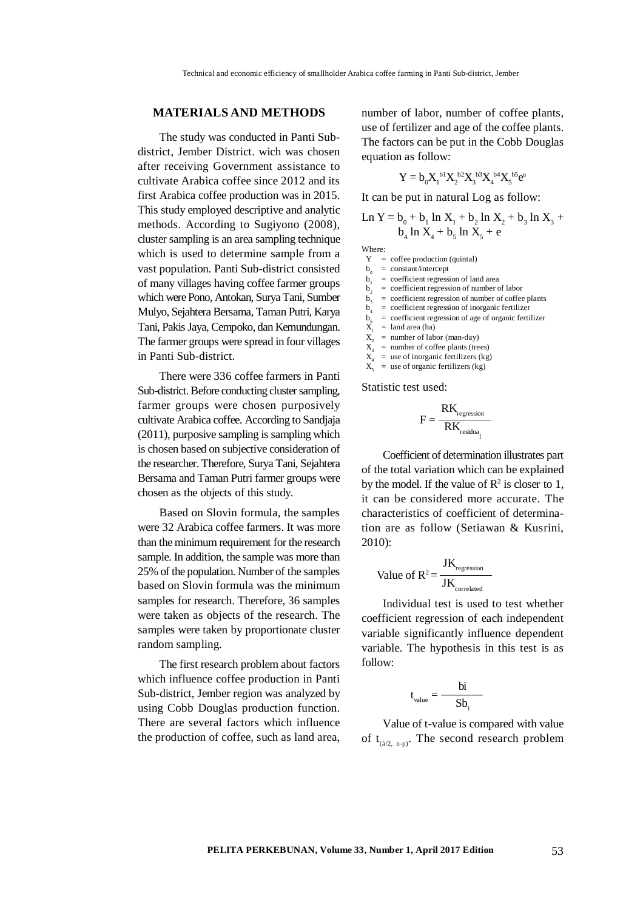## MATERIALS AND METHODS

The study was conducted in Panti Sub-district, Jember District. wich was chosen after receiving Government assistance to cultivate Arabica coffee since 2012 and its first Arabica coffee production was in 2015. This study employed descriptive and analytic methods. According to Sugiyono (2008), cluster sampling is an area sampling technique which is used to determine sample from a vast population. Panti Sub-district consisted of many villages having coffee farmer groups which were Pono, Antokan, Surya Tani, Sumber Mulyo, Sejahtera Bersama, Taman Putri, Karya Tani, Pakis Jaya, Cempoko, dan Kemundungan. The farmer groups were spread in four villages in Panti Sub-district.

There were 336 coffee farmers in Panti Sub-district. Before conducting cluster sampling, farmer groups were chosen purposively cultivate Arabica coffee. According to Sandjaja (2011), purposive sampling is sampling which is chosen based on subjective consideration of the researcher. Therefore, Surya Tani, Sejahtera Bersama and Taman Putri farmer groups were chosen as the objects of this study.

Based on Slovin formula, the samples were 32 Arabica coffee farmers. It was more than the minimum requirement for the research sample. In addition, the sample was more than 25% of the population. Number of the samples based on Slovin formula was the minimum samples for research. Therefore, 36 samples were taken as objects of the research. The samples were taken by proportionate cluster random sampling.

The first research problem about factors which influence coffee production in Panti Sub-district, Jember region was analyzed by using Cobb Douglas production function. There are several factors which influence the production of coffee, such as land area, number of labor, number of coffee plants, use of fertilizer and age of the coffee plants. The factors can be put in the Cobb Douglas equation as follow:

$$Y = b_0 X_1^{b1} X_2^{b2} X_3^{b3} X_4^{b4} X_5^{b5} e^u$$

It can be put in natural Log as follow:

$$\text{Ln } Y = b_0 + b_1 \ln X_1 + b_2 \ln X_2 + b_3 \ln X_3 + b_4 \ln X_4 + b_5 \ln X_5 + e$$

Where:

- $Y$ = coffee production (quintal)
- $b_0$ = constant/intercept
- $b_1$ = coefficient regression of land area
- $b_2$ = coefficient regression of number of labor
- $b_3$ = coefficient regression of number of coffee plants
- $b_4$ = coefficient regression of inorganic fertilizer
- $b_5$ = coefficient regression of age of organic fertilizer
- $X_1$ = land area (ha)
- $X_2$ = number of labor (man-day)
- $X_3$ = number of coffee plants (trees)
- $X_4$ = use of inorganic fertilizers (kg)
- $X_5$ = use of organic fertilizers (kg)

Statistic test used:

$$F = \frac{RK_{regression}}{RK_{residual}}$$

Coefficient of determination illustrates part of the total variation which can be explained by the model. If the value of $R^2$ is closer to 1, it can be considered more accurate. The characteristics of coefficient of determination are as follow (Setiawan & Kusrini, 2010):

$$\text{Value of } R^2 = \frac{JK_{regression}}{JK_{correlated}}$$

Individual test is used to test whether coefficient regression of each independent variable significantly influence dependent variable. The hypothesis in this test is as follow:

$$t_{value} = \frac{bi}{Sb_i}$$

Value of t-value is compared with value of $t_{(á/2,\ n-p)}$. The second research problem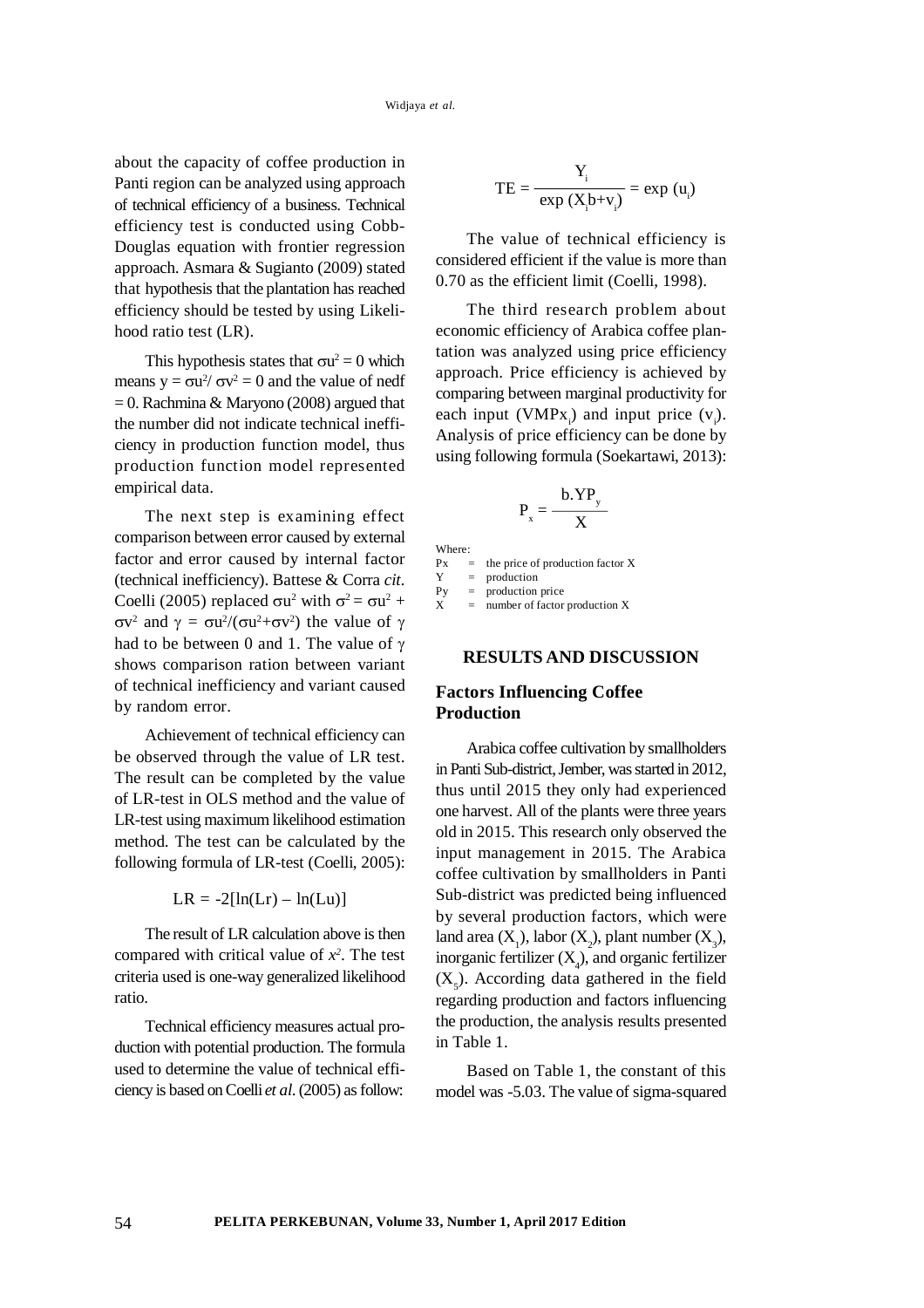about the capacity of coffee production in Panti region can be analyzed using approach of technical efficiency of a business. Technical efficiency test is conducted using Cobb-Douglas equation with frontier regression approach. Asmara & Sugianto (2009) stated that hypothesis that the plantation has reached efficiency should be tested by using Likelihood ratio test (LR).

This hypothesis states that $\sigma u^2 = 0$ which means $y = \sigma u^2 / \sigma v^2 = 0$ and the value of nedf = 0. Rachmina & Maryono (2008) argued that the number did not indicate technical inefficiency in production function model, thus production function model represented empirical data.

The next step is examining effect comparison between error caused by external factor and error caused by internal factor (technical inefficiency). Battese & Corra *cit.* Coelli (2005) replaced $\sigma u^2$ with $\sigma^2 = \sigma u^2 + \sigma v^2$ and $\gamma = \sigma u^2/(\sigma u^2+\sigma v^2)$ the value of $\gamma$ had to be between 0 and 1. The value of $\gamma$ shows comparison ration between variant of technical inefficiency and variant caused by random error.

Achievement of technical efficiency can be observed through the value of LR test. The result can be completed by the value of LR-test in OLS method and the value of LR-test using maximum likelihood estimation method. The test can be calculated by the following formula of LR-test (Coelli, 2005):

$$LR = -2[\ln(Lr) - \ln(Lu)]$$

The result of LR calculation above is then compared with critical value of $x^2$. The test criteria used is one-way generalized likelihood ratio.

Technical efficiency measures actual production with potential production. The formula used to determine the value of technical efficiency is based on Coelli *et al.* (2005) as follow:

$$TE = \frac{Y_i}{\exp(X_i b + v_i)} = \exp(u_i)$$

The value of technical efficiency is considered efficient if the value is more than 0.70 as the efficient limit (Coelli, 1998).

The third research problem about economic efficiency of Arabica coffee plantation was analyzed using price efficiency approach. Price efficiency is achieved by comparing between marginal productivity for each input ($VMPx_i$) and input price ($v_i$). Analysis of price efficiency can be done by using following formula (Soekartawi, 2013):

$$P_x = \frac{b.YP_y}{X}$$

Where:
Px = the price of production factor X
Y = production
Py = production price
X = number of factor production X

## RESULTS AND DISCUSSION

### Factors Influencing Coffee Production

Arabica coffee cultivation by smallholders in Panti Sub-district, Jember, was started in 2012, thus until 2015 they only had experienced one harvest. All of the plants were three years old in 2015. This research only observed the input management in 2015. The Arabica coffee cultivation by smallholders in Panti Sub-district was predicted being influenced by several production factors, which were land area ($X_1$), labor ($X_2$), plant number ($X_3$), inorganic fertilizer ($X_4$), and organic fertilizer ($X_5$). According data gathered in the field regarding production and factors influencing the production, the analysis results presented in Table 1.

Based on Table 1, the constant of this model was -5.03. The value of sigma-squared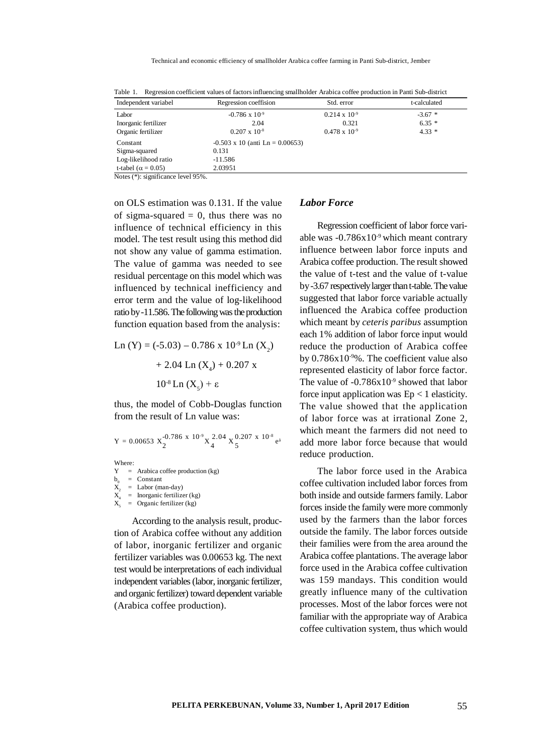Table 1. Regression coefficient values of factors influencing smallholder Arabica coffee production in Panti Sub-district

| Independent variabel | Regression coeffision | Std. error | t-calculated |
|---|---|---|---|
| Labor | $-0.786 \times 10^{-9}$ | $0.214 \times 10^{-9}$ | -3.67 * |
| Inorganic fertilizer | 2.04 | 0.321 | 6.35 * |
| Organic fertilizer | $0.207 \times 10^{-8}$ | $0.478 \times 10^{-9}$ | 4.33 * |
| Constant | -0.503 x 10 (anti Ln = 0.00653) | | |
| Sigma-squared | 0.131 | | |
| Log-likelihood ratio | -11.586 | | |
| t-tabel ($\alpha$ = 0.05) | 2.03951 | | |

Notes (*): significance level 95%.

on OLS estimation was 0.131. If the value of sigma-squared = 0, thus there was no influence of technical efficiency in this model. The test result using this method did not show any value of gamma estimation. The value of gamma was needed to see residual percentage on this model which was influenced by technical inefficiency and error term and the value of log-likelihood ratio by -11.586. The following was the production function equation based from the analysis:

$$\text{Ln}(Y) = (-5.03) - 0.786 \times 10^{-9}\,\text{Ln}(X_2) + 2.04\,\text{Ln}(X_4) + 0.207 \times 10^{-8}\,\text{Ln}(X_5) + \varepsilon$$

thus, the model of Cobb-Douglas function from the result of Ln value was:

$$Y = 0.00653\ X_2^{-0.786 \times 10^{-9}}\ X_4^{2.04}\ X_5^{0.207 \times 10^{-8}}\ e^{\hat{a}}$$

Where:
- Y = Arabica coffee production (kg)
- $b_0$ = Constant
- $X_2$ = Labor (man-day)
- $X_4$ = Inorganic fertilizer (kg)
- $X_5$ = Organic fertilizer (kg)

According to the analysis result, production of Arabica coffee without any addition of labor, inorganic fertilizer and organic fertilizer variables was 0.00653 kg. The next test would be interpretations of each individual independent variables (labor, inorganic fertilizer, and organic fertilizer) toward dependent variable (Arabica coffee production).

### *Labor Force*

Regression coefficient of labor force variable was $-0.786 \times 10^{-9}$ which meant contrary influence between labor force inputs and Arabica coffee production. The result showed the value of t-test and the value of t-value by -3.67 respectively larger than t-table. The value suggested that labor force variable actually influenced the Arabica coffee production which meant by *ceteris paribus* assumption each 1% addition of labor force input would reduce the production of Arabica coffee by $0.786 \times 10^{-9}$%. The coefficient value also represented elasticity of labor force factor. The value of $-0.786 \times 10^{-9}$ showed that labor force input application was $Ep < 1$ elasticity. The value showed that the application of labor force was at irrational Zone 2, which meant the farmers did not need to add more labor force because that would reduce production.

The labor force used in the Arabica coffee cultivation included labor forces from both inside and outside farmers family. Labor forces inside the family were more commonly used by the farmers than the labor forces outside the family. The labor forces outside their families were from the area around the Arabica coffee plantations. The average labor force used in the Arabica coffee cultivation was 159 mandays. This condition would greatly influence many of the cultivation processes. Most of the labor forces were not familiar with the appropriate way of Arabica coffee cultivation system, thus which would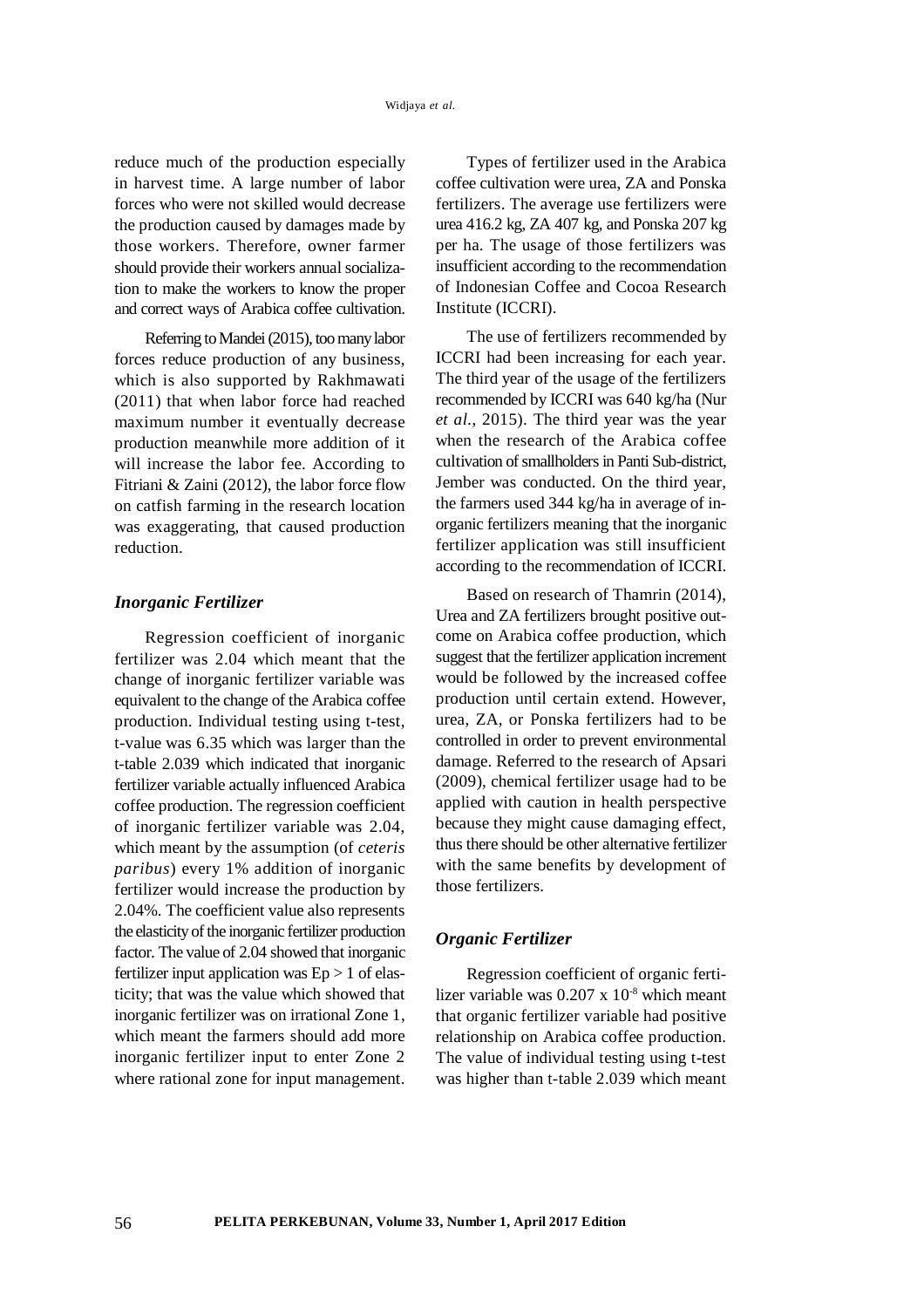reduce much of the production especially in harvest time. A large number of labor forces who were not skilled would decrease the production caused by damages made by those workers. Therefore, owner farmer should provide their workers annual socialization to make the workers to know the proper and correct ways of Arabica coffee cultivation.

Referring to Mandei (2015), too many labor forces reduce production of any business, which is also supported by Rakhmawati (2011) that when labor force had reached maximum number it eventually decrease production meanwhile more addition of it will increase the labor fee. According to Fitriani & Zaini (2012), the labor force flow on catfish farming in the research location was exaggerating, that caused production reduction.

### *Inorganic Fertilizer*

Regression coefficient of inorganic fertilizer was 2.04 which meant that the change of inorganic fertilizer variable was equivalent to the change of the Arabica coffee production. Individual testing using t-test, t-value was 6.35 which was larger than the t-table 2.039 which indicated that inorganic fertilizer variable actually influenced Arabica coffee production. The regression coefficient of inorganic fertilizer variable was 2.04, which meant by the assumption (of *ceteris paribus*) every 1% addition of inorganic fertilizer would increase the production by 2.04%. The coefficient value also represents the elasticity of the inorganic fertilizer production factor. The value of 2.04 showed that inorganic fertilizer input application was $Ep > 1$ of elasticity; that was the value which showed that inorganic fertilizer was on irrational Zone 1, which meant the farmers should add more inorganic fertilizer input to enter Zone 2 where rational zone for input management.

Types of fertilizer used in the Arabica coffee cultivation were urea, ZA and Ponska fertilizers. The average use fertilizers were urea 416.2 kg, ZA 407 kg, and Ponska 207 kg per ha. The usage of those fertilizers was insufficient according to the recommendation of Indonesian Coffee and Cocoa Research Institute (ICCRI).

The use of fertilizers recommended by ICCRI had been increasing for each year. The third year of the usage of the fertilizers recommended by ICCRI was 640 kg/ha (Nur *et al.*, 2015). The third year was the year when the research of the Arabica coffee cultivation of smallholders in Panti Sub-district, Jember was conducted. On the third year, the farmers used 344 kg/ha in average of inorganic fertilizers meaning that the inorganic fertilizer application was still insufficient according to the recommendation of ICCRI.

Based on research of Thamrin (2014), Urea and ZA fertilizers brought positive outcome on Arabica coffee production, which suggest that the fertilizer application increment would be followed by the increased coffee production until certain extend. However, urea, ZA, or Ponska fertilizers had to be controlled in order to prevent environmental damage. Referred to the research of Apsari (2009), chemical fertilizer usage had to be applied with caution in health perspective because they might cause damaging effect, thus there should be other alternative fertilizer with the same benefits by development of those fertilizers.

### *Organic Fertilizer*

Regression coefficient of organic fertilizer variable was $0.207 \times 10^{-8}$ which meant that organic fertilizer variable had positive relationship on Arabica coffee production. The value of individual testing using t-test was higher than t-table 2.039 which meant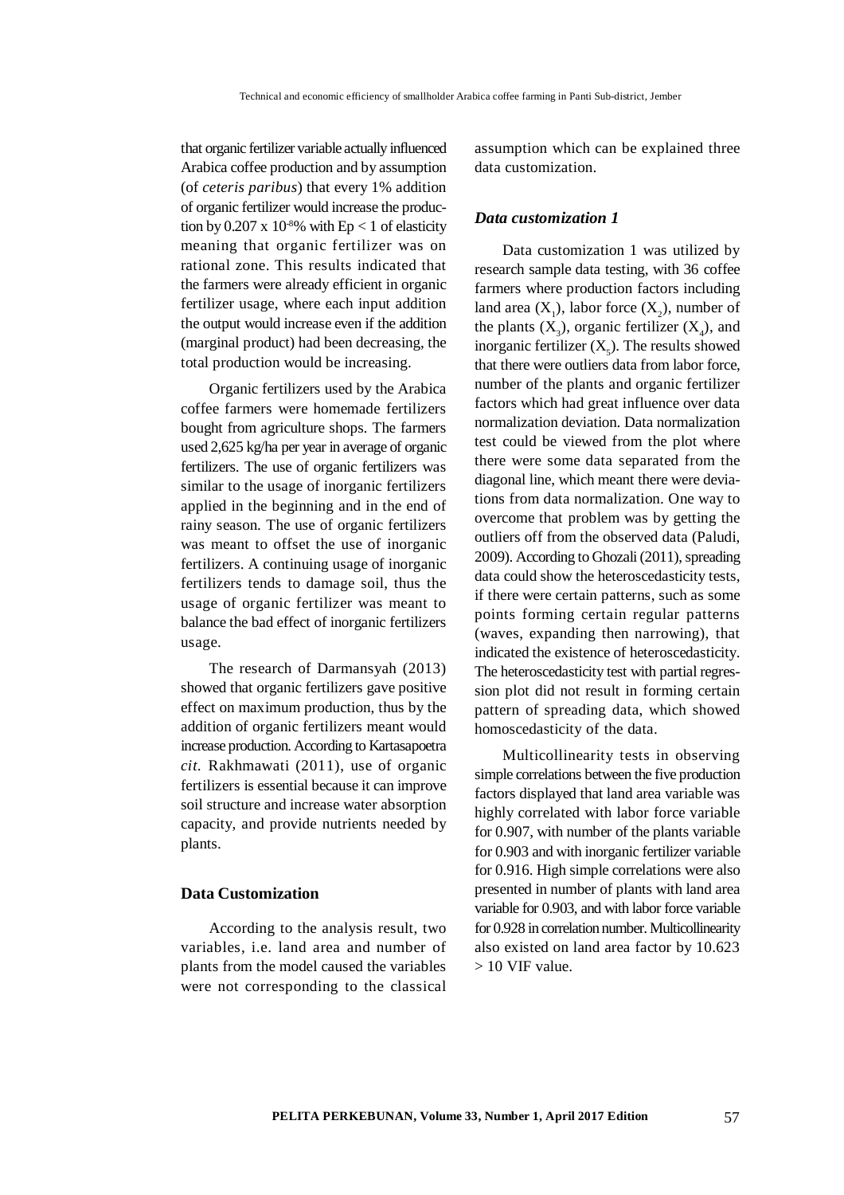that organic fertilizer variable actually influenced Arabica coffee production and by assumption (of *ceteris paribus*) that every 1% addition of organic fertilizer would increase the production by $0.207 \times 10^{-8}$% with $Ep < 1$ of elasticity meaning that organic fertilizer was on rational zone. This results indicated that the farmers were already efficient in organic fertilizer usage, where each input addition the output would increase even if the addition (marginal product) had been decreasing, the total production would be increasing.

Organic fertilizers used by the Arabica coffee farmers were homemade fertilizers bought from agriculture shops. The farmers used 2,625 kg/ha per year in average of organic fertilizers. The use of organic fertilizers was similar to the usage of inorganic fertilizers applied in the beginning and in the end of rainy season. The use of organic fertilizers was meant to offset the use of inorganic fertilizers. A continuing usage of inorganic fertilizers tends to damage soil, thus the usage of organic fertilizer was meant to balance the bad effect of inorganic fertilizers usage.

The research of Darmansyah (2013) showed that organic fertilizers gave positive effect on maximum production, thus by the addition of organic fertilizers meant would increase production. According to Kartasapoetra *cit.* Rakhmawati (2011), use of organic fertilizers is essential because it can improve soil structure and increase water absorption capacity, and provide nutrients needed by plants.

## Data Customization

According to the analysis result, two variables, i.e. land area and number of plants from the model caused the variables were not corresponding to the classical assumption which can be explained three data customization.

### *Data customization 1*

Data customization 1 was utilized by research sample data testing, with 36 coffee farmers where production factors including land area ($X_1$), labor force ($X_2$), number of the plants ($X_3$), organic fertilizer ($X_4$), and inorganic fertilizer ($X_5$). The results showed that there were outliers data from labor force, number of the plants and organic fertilizer factors which had great influence over data normalization deviation. Data normalization test could be viewed from the plot where there were some data separated from the diagonal line, which meant there were deviations from data normalization. One way to overcome that problem was by getting the outliers off from the observed data (Paludi, 2009). According to Ghozali (2011), spreading data could show the heteroscedasticity tests, if there were certain patterns, such as some points forming certain regular patterns (waves, expanding then narrowing), that indicated the existence of heteroscedasticity. The heteroscedasticity test with partial regression plot did not result in forming certain pattern of spreading data, which showed homoscedasticity of the data.

Multicollinearity tests in observing simple correlations between the five production factors displayed that land area variable was highly correlated with labor force variable for 0.907, with number of the plants variable for 0.903 and with inorganic fertilizer variable for 0.916. High simple correlations were also presented in number of plants with land area variable for 0.903, and with labor force variable for 0.928 in correlation number. Multicollinearity also existed on land area factor by $10.623 > 10$ VIF value.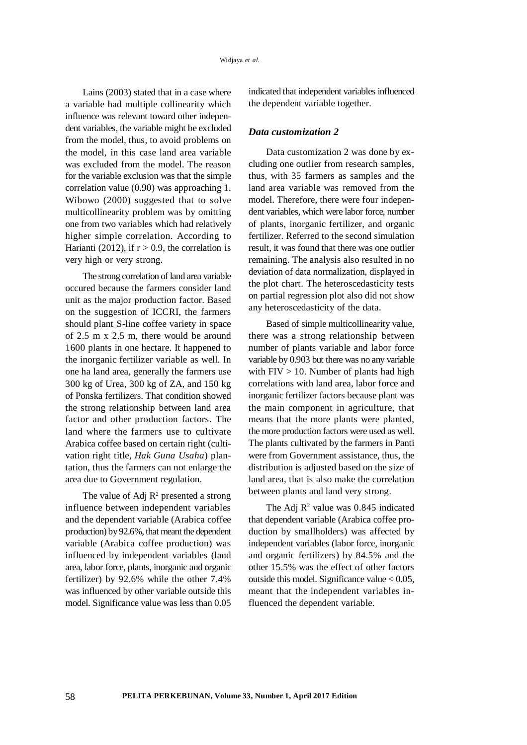Lains (2003) stated that in a case where a variable had multiple collinearity which influence was relevant toward other independent variables, the variable might be excluded from the model, thus, to avoid problems on the model, in this case land area variable was excluded from the model. The reason for the variable exclusion was that the simple correlation value (0.90) was approaching 1. Wibowo (2000) suggested that to solve multicollinearity problem was by omitting one from two variables which had relatively higher simple correlation. According to Harianti (2012), if $r > 0.9$, the correlation is very high or very strong.

The strong correlation of land area variable occured because the farmers consider land unit as the major production factor. Based on the suggestion of ICCRI, the farmers should plant S-line coffee variety in space of 2.5 m x 2.5 m, there would be around 1600 plants in one hectare. It happened to the inorganic fertilizer variable as well. In one ha land area, generally the farmers use 300 kg of Urea, 300 kg of ZA, and 150 kg of Ponska fertilizers. That condition showed the strong relationship between land area factor and other production factors. The land where the farmers use to cultivate Arabica coffee based on certain right (cultivation right title, *Hak Guna Usaha*) plantation, thus the farmers can not enlarge the area due to Government regulation.

The value of Adj $R^2$ presented a strong influence between independent variables and the dependent variable (Arabica coffee production) by 92.6%, that meant the dependent variable (Arabica coffee production) was influenced by independent variables (land area, labor force, plants, inorganic and organic fertilizer) by 92.6% while the other 7.4% was influenced by other variable outside this model. Significance value was less than 0.05 indicated that independent variables influenced the dependent variable together.

### *Data customization 2*

Data customization 2 was done by excluding one outlier from research samples, thus, with 35 farmers as samples and the land area variable was removed from the model. Therefore, there were four independent variables, which were labor force, number of plants, inorganic fertilizer, and organic fertilizer. Referred to the second simulation result, it was found that there was one outlier remaining. The analysis also resulted in no deviation of data normalization, displayed in the plot chart. The heteroscedasticity tests on partial regression plot also did not show any heteroscedasticity of the data.

Based of simple multicollinearity value, there was a strong relationship between number of plants variable and labor force variable by 0.903 but there was no any variable with FIV > 10. Number of plants had high correlations with land area, labor force and inorganic fertilizer factors because plant was the main component in agriculture, that means that the more plants were planted, the more production factors were used as well. The plants cultivated by the farmers in Panti were from Government assistance, thus, the distribution is adjusted based on the size of land area, that is also make the correlation between plants and land very strong.

The Adj $R^2$ value was 0.845 indicated that dependent variable (Arabica coffee production by smallholders) was affected by independent variables (labor force, inorganic and organic fertilizers) by 84.5% and the other 15.5% was the effect of other factors outside this model. Significance value < 0.05, meant that the independent variables influenced the dependent variable.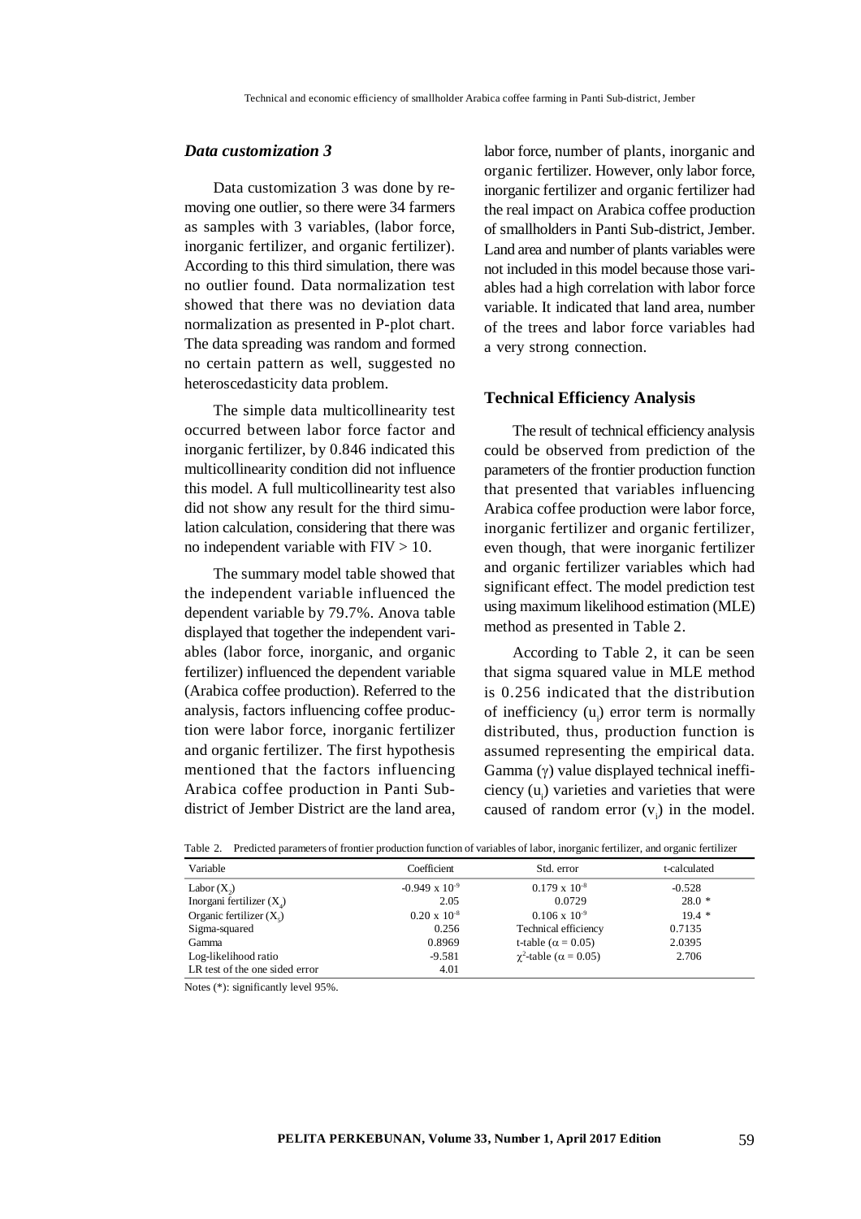### *Data customization 3*

Data customization 3 was done by removing one outlier, so there were 34 farmers as samples with 3 variables, (labor force, inorganic fertilizer, and organic fertilizer). According to this third simulation, there was no outlier found. Data normalization test showed that there was no deviation data normalization as presented in P-plot chart. The data spreading was random and formed no certain pattern as well, suggested no heteroscedasticity data problem.

The simple data multicollinearity test occurred between labor force factor and inorganic fertilizer, by 0.846 indicated this multicollinearity condition did not influence this model. A full multicollinearity test also did not show any result for the third simulation calculation, considering that there was no independent variable with FIV > 10.

The summary model table showed that the independent variable influenced the dependent variable by 79.7%. Anova table displayed that together the independent variables (labor force, inorganic, and organic fertilizer) influenced the dependent variable (Arabica coffee production). Referred to the analysis, factors influencing coffee production were labor force, inorganic fertilizer and organic fertilizer. The first hypothesis mentioned that the factors influencing Arabica coffee production in Panti Sub-district of Jember District are the land area, labor force, number of plants, inorganic and organic fertilizer. However, only labor force, inorganic fertilizer and organic fertilizer had the real impact on Arabica coffee production of smallholders in Panti Sub-district, Jember. Land area and number of plants variables were not included in this model because those variables had a high correlation with labor force variable. It indicated that land area, number of the trees and labor force variables had a very strong connection.

### Technical Efficiency Analysis

The result of technical efficiency analysis could be observed from prediction of the parameters of the frontier production function that presented that variables influencing Arabica coffee production were labor force, inorganic fertilizer and organic fertilizer, even though, that were inorganic fertilizer and organic fertilizer variables which had significant effect. The model prediction test using maximum likelihood estimation (MLE) method as presented in Table 2.

According to Table 2, it can be seen that sigma squared value in MLE method is 0.256 indicated that the distribution of inefficiency ($u_i$) error term is normally distributed, thus, production function is assumed representing the empirical data. Gamma ($\gamma$) value displayed technical inefficiency ($u_i$) varieties and varieties that were caused of random error ($v_i$) in the model.

Table 2. Predicted parameters of frontier production function of variables of labor, inorganic fertilizer, and organic fertilizer

| Variable | Coefficient | Std. error | t-calculated |
|---|---|---|---|
| Labor ($X_2$) | $-0.949 \times 10^{-9}$ | $0.179 \times 10^{-8}$ | -0.528 |
| Inorgani fertilizer ($X_4$) | 2.05 | 0.0729 | 28.0 * |
| Organic fertilizer ($X_5$) | $0.20 \times 10^{-8}$ | $0.106 \times 10^{-9}$ | 19.4 * |
| Sigma-squared | 0.256 | Technical efficiency | 0.7135 |
| Gamma | 0.8969 | t-table ($\alpha = 0.05$) | 2.0395 |
| Log-likelihood ratio | -9.581 | $\chi^2$-table ($\alpha = 0.05$) | 2.706 |
| LR test of the one sided error | 4.01 | | |

Notes (*): significantly level 95%.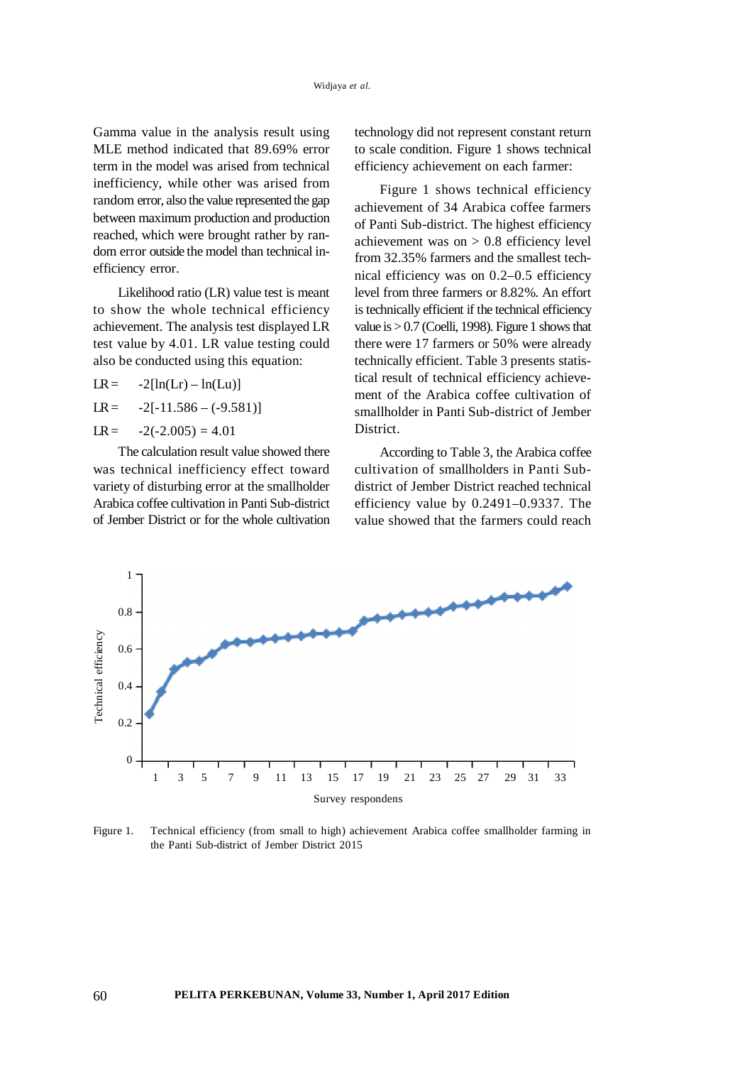Gamma value in the analysis result using MLE method indicated that 89.69% error term in the model was arised from technical inefficiency, while other was arised from random error, also the value represented the gap between maximum production and production reached, which were brought rather by random error outside the model than technical inefficiency error.

Likelihood ratio (LR) value test is meant to show the whole technical efficiency achievement. The analysis test displayed LR test value by 4.01. LR value testing could also be conducted using this equation:

$$LR = -2[\ln(Lr) - \ln(Lu)]$$

$$LR = -2[-11.586 - (-9.581)]$$

$$LR = -2(-2.005) = 4.01$$

The calculation result value showed there was technical inefficiency effect toward variety of disturbing error at the smallholder Arabica coffee cultivation in Panti Sub-district of Jember District or for the whole cultivation technology did not represent constant return to scale condition. Figure 1 shows technical efficiency achievement on each farmer:

Figure 1 shows technical efficiency achievement of 34 Arabica coffee farmers of Panti Sub-district. The highest efficiency achievement was on > 0.8 efficiency level from 32.35% farmers and the smallest technical efficiency was on 0.2–0.5 efficiency level from three farmers or 8.82%. An effort is technically efficient if the technical efficiency value is > 0.7 (Coelli, 1998). Figure 1 shows that there were 17 farmers or 50% were already technically efficient. Table 3 presents statistical result of technical efficiency achievement of the Arabica coffee cultivation of smallholder in Panti Sub-district of Jember District.

According to Table 3, the Arabica coffee cultivation of smallholders in Panti Sub-district of Jember District reached technical efficiency value by 0.2491–0.9337. The value showed that the farmers could reach

Figure 1. Technical efficiency (from small to high) achievement Arabica coffee smallholder farming in the Panti Sub-district of Jember District 2015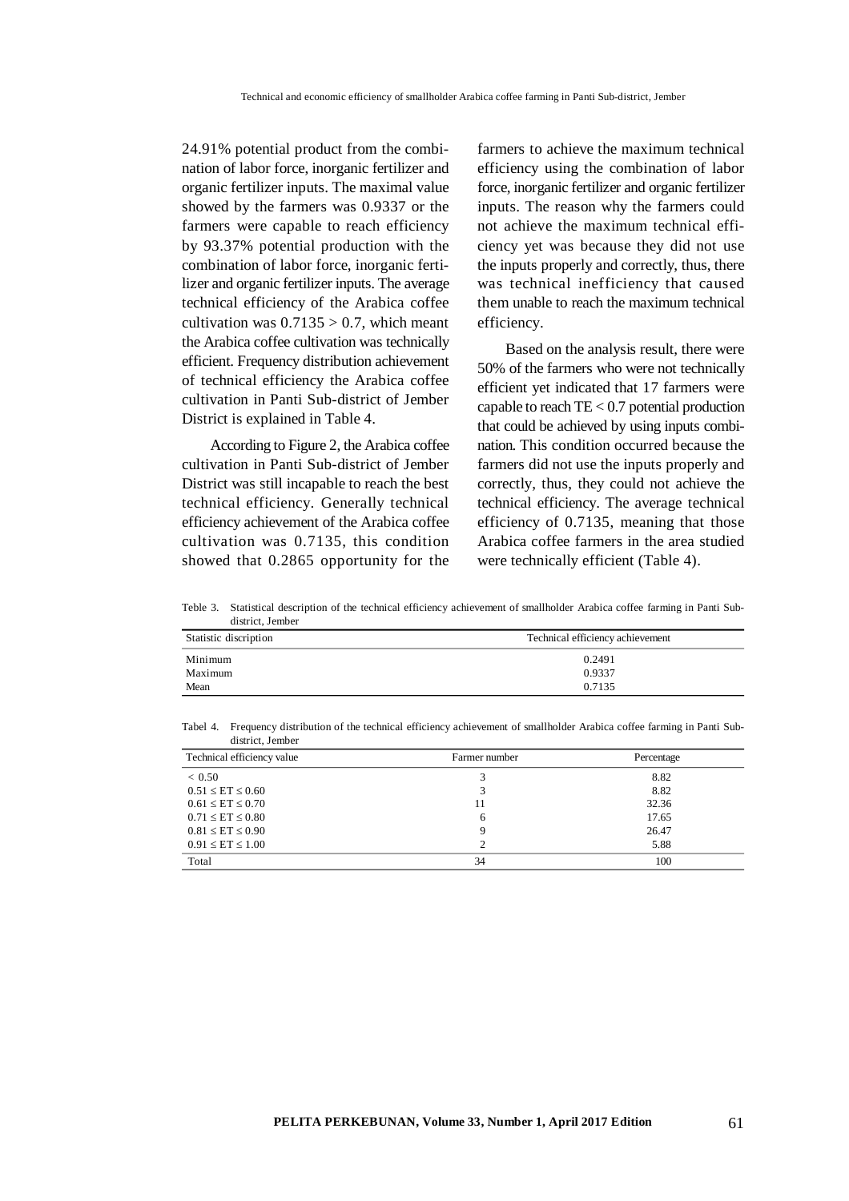24.91% potential product from the combination of labor force, inorganic fertilizer and organic fertilizer inputs. The maximal value showed by the farmers was 0.9337 or the farmers were capable to reach efficiency by 93.37% potential production with the combination of labor force, inorganic fertilizer and organic fertilizer inputs. The average technical efficiency of the Arabica coffee cultivation was $0.7135 > 0.7$, which meant the Arabica coffee cultivation was technically efficient. Frequency distribution achievement of technical efficiency the Arabica coffee cultivation in Panti Sub-district of Jember District is explained in Table 4.

According to Figure 2, the Arabica coffee cultivation in Panti Sub-district of Jember District was still incapable to reach the best technical efficiency. Generally technical efficiency achievement of the Arabica coffee cultivation was 0.7135, this condition showed that 0.2865 opportunity for the farmers to achieve the maximum technical efficiency using the combination of labor force, inorganic fertilizer and organic fertilizer inputs. The reason why the farmers could not achieve the maximum technical efficiency yet was because they did not use the inputs properly and correctly, thus, there was technical inefficiency that caused them unable to reach the maximum technical efficiency.

Based on the analysis result, there were 50% of the farmers who were not technically efficient yet indicated that 17 farmers were capable to reach $TE < 0.7$ potential production that could be achieved by using inputs combination. This condition occurred because the farmers did not use the inputs properly and correctly, thus, they could not achieve the technical efficiency. The average technical efficiency of 0.7135, meaning that those Arabica coffee farmers in the area studied were technically efficient (Table 4).

Teble 3. Statistical description of the technical efficiency achievement of smallholder Arabica coffee farming in Panti Sub-district, Jember

| Statistic discription | Technical efficiency achievement |
|---|---|
| Minimum | 0.2491 |
| Maximum | 0.9337 |
| Mean | 0.7135 |

Tabel 4. Frequency distribution of the technical efficiency achievement of smallholder Arabica coffee farming in Panti Sub-district, Jember

| Technical efficiency value | Farmer number | Percentage |
|---|---|---|
| $< 0.50$ | 3 | 8.82 |
| $0.51 \leq ET \leq 0.60$ | 3 | 8.82 |
| $0.61 \leq ET \leq 0.70$ | 11 | 32.36 |
| $0.71 \leq ET \leq 0.80$ | 6 | 17.65 |
| $0.81 \leq ET \leq 0.90$ | 9 | 26.47 |
| $0.91 \leq ET \leq 1.00$ | 2 | 5.88 |
| Total | 34 | 100 |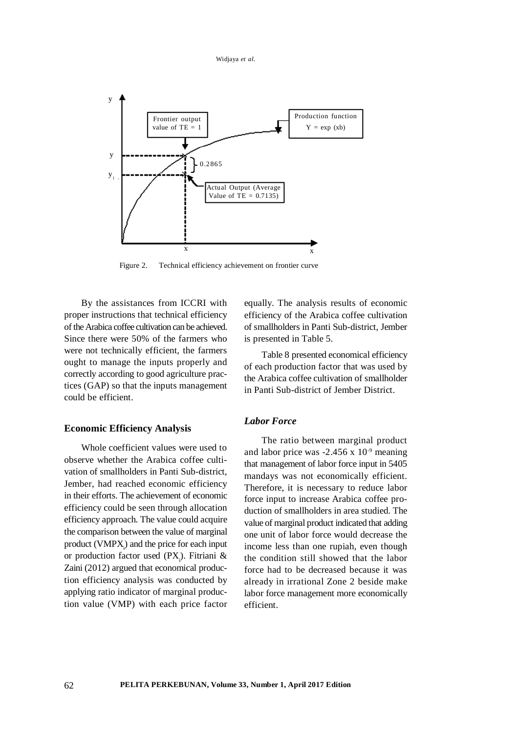Figure 2. Technical efficiency achievement on frontier curve

By the assistances from ICCRI with proper instructions that technical efficiency of the Arabica coffee cultivation can be achieved. Since there were 50% of the farmers who were not technically efficient, the farmers ought to manage the inputs properly and correctly according to good agriculture practices (GAP) so that the inputs management could be efficient.

## Economic Efficiency Analysis

Whole coefficient values were used to observe whether the Arabica coffee cultivation of smallholders in Panti Sub-district, Jember, had reached economic efficiency in their efforts. The achievement of economic efficiency could be seen through allocation efficiency approach. The value could acquire the comparison between the value of marginal product ($VMPX_i$) and the price for each input or production factor used ($PX_i$). Fitriani & Zaini (2012) argued that economical production efficiency analysis was conducted by applying ratio indicator of marginal production value (VMP) with each price factor equally. The analysis results of economic efficiency of the Arabica coffee cultivation of smallholders in Panti Sub-district, Jember is presented in Table 5.

Table 8 presented economical efficiency of each production factor that was used by the Arabica coffee cultivation of smallholder in Panti Sub-district of Jember District.

### *Labor Force*

The ratio between marginal product and labor price was $-2.456 \times 10^{-9}$ meaning that management of labor force input in 5405 mandays was not economically efficient. Therefore, it is necessary to reduce labor force input to increase Arabica coffee production of smallholders in area studied. The value of marginal product indicated that adding one unit of labor force would decrease the income less than one rupiah, even though the condition still showed that the labor force had to be decreased because it was already in irrational Zone 2 beside make labor force management more economically efficient.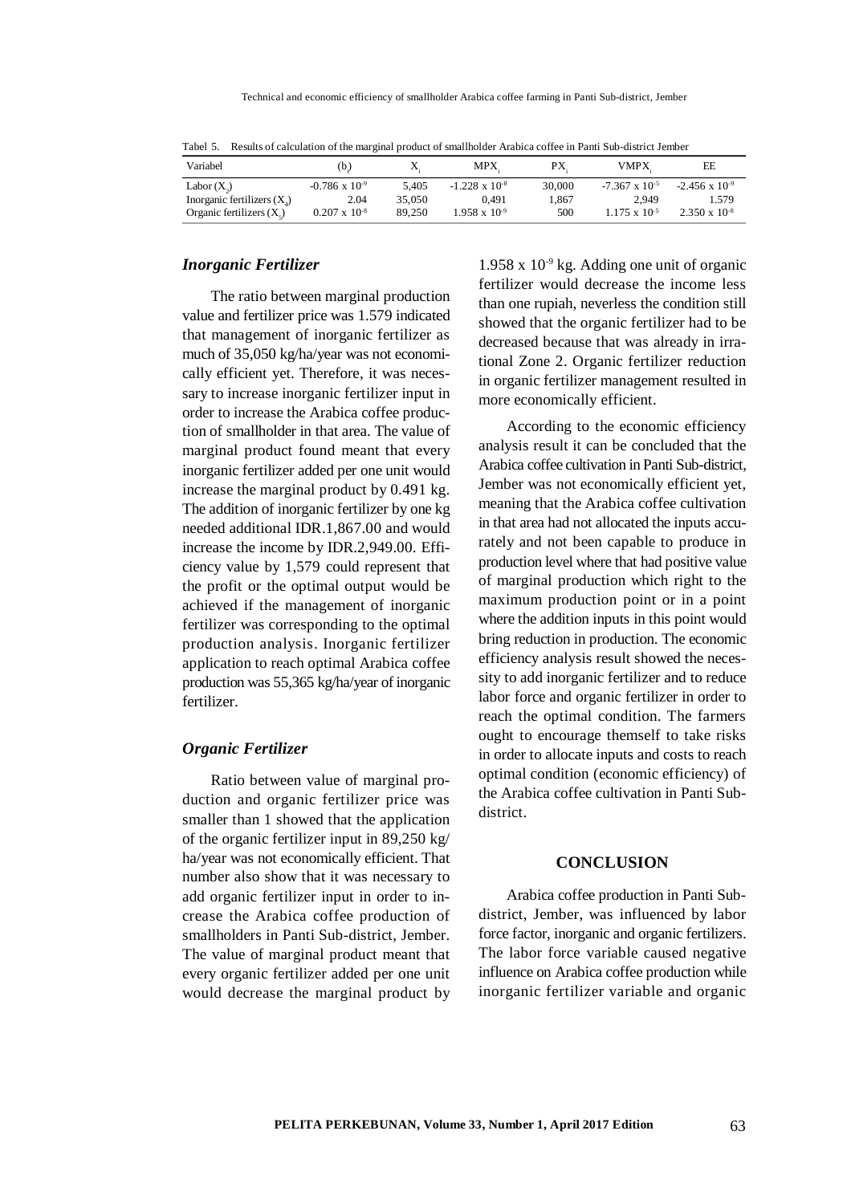Tabel 5. Results of calculation of the marginal product of smallholder Arabica coffee in Panti Sub-district Jember

| Variabel | ($b_i$) | $X_i$ | $MPX_i$ | $PX_i$ | $VMPX_i$ | EE |
|---|---|---|---|---|---|---|
| Labor ($X_2$) | $-0.786 \times 10^{-9}$ | 5,405 | $-1.228 \times 10^{-8}$ | 30,000 | $-7.367 \times 10^{-5}$ | $-2.456 \times 10^{-9}$ |
| Inorganic fertilizers ($X_4$) | 2.04 | 35,050 | 0,491 | 1,867 | 2,949 | 1.579 |
| Organic fertilizers ($X_5$) | $0.207 \times 10^{-8}$ | 89,250 | $1.958 \times 10^{-9}$ | 500 | $1.175 \times 10^{-5}$ | $2.350 \times 10^{-8}$ |

### *Inorganic Fertilizer*

The ratio between marginal production value and fertilizer price was 1.579 indicated that management of inorganic fertilizer as much of 35,050 kg/ha/year was not economically efficient yet. Therefore, it was necessary to increase inorganic fertilizer input in order to increase the Arabica coffee production of smallholder in that area. The value of marginal product found meant that every inorganic fertilizer added per one unit would increase the marginal product by 0.491 kg. The addition of inorganic fertilizer by one kg needed additional IDR.1,867.00 and would increase the income by IDR.2,949.00. Efficiency value by 1,579 could represent that the profit or the optimal output would be achieved if the management of inorganic fertilizer was corresponding to the optimal production analysis. Inorganic fertilizer application to reach optimal Arabica coffee production was 55,365 kg/ha/year of inorganic fertilizer.

### *Organic Fertilizer*

Ratio between value of marginal production and organic fertilizer price was smaller than 1 showed that the application of the organic fertilizer input in 89,250 kg/ha/year was not economically efficient. That number also show that it was necessary to add organic fertilizer input in order to increase the Arabica coffee production of smallholders in Panti Sub-district, Jember. The value of marginal product meant that every organic fertilizer added per one unit would decrease the marginal product by $1.958 \times 10^{-9}$ kg. Adding one unit of organic fertilizer would decrease the income less than one rupiah, neverless the condition still showed that the organic fertilizer had to be decreased because that was already in irrational Zone 2. Organic fertilizer reduction in organic fertilizer management resulted in more economically efficient.

According to the economic efficiency analysis result it can be concluded that the Arabica coffee cultivation in Panti Sub-district, Jember was not economically efficient yet, meaning that the Arabica coffee cultivation in that area had not allocated the inputs accurately and not been capable to produce in production level where that had positive value of marginal production which right to the maximum production point or in a point where the addition inputs in this point would bring reduction in production. The economic efficiency analysis result showed the necessity to add inorganic fertilizer and to reduce labor force and organic fertilizer in order to reach the optimal condition. The farmers ought to encourage themself to take risks in order to allocate inputs and costs to reach optimal condition (economic efficiency) of the Arabica coffee cultivation in Panti Sub-district.

## CONCLUSION

Arabica coffee production in Panti Sub-district, Jember, was influenced by labor force factor, inorganic and organic fertilizers. The labor force variable caused negative influence on Arabica coffee production while inorganic fertilizer variable and organic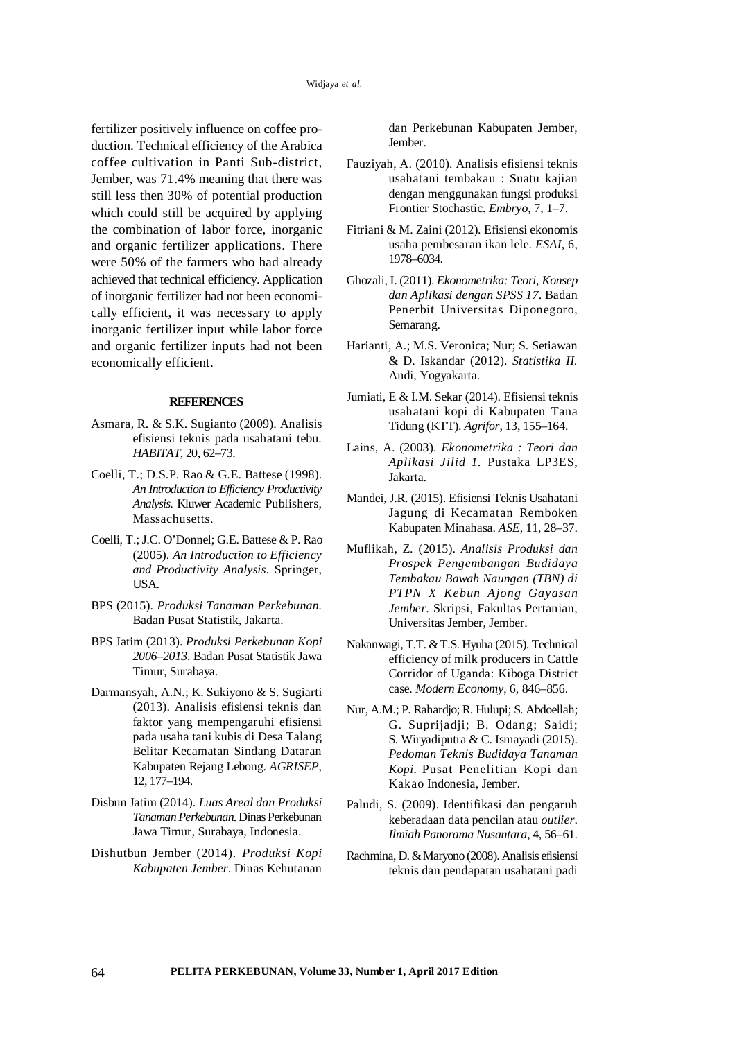fertilizer positively influence on coffee production. Technical efficiency of the Arabica coffee cultivation in Panti Sub-district, Jember, was 71.4% meaning that there was still less then 30% of potential production which could still be acquired by applying the combination of labor force, inorganic and organic fertilizer applications. There were 50% of the farmers who had already achieved that technical efficiency. Application of inorganic fertilizer had not been economically efficient, it was necessary to apply inorganic fertilizer input while labor force and organic fertilizer inputs had not been economically efficient.

## REFERENCES

Asmara, R. & S.K. Sugianto (2009). Analisis efisiensi teknis pada usahatani tebu. *HABITAT,* 20, 62–73.

Coelli, T.; D.S.P. Rao & G.E. Battese (1998). *An Introduction to Efficiency Productivity Analysis.* Kluwer Academic Publishers, Massachusetts.

Coelli, T.; J.C. O'Donnel; G.E. Battese & P. Rao (2005). *An Introduction to Efficiency and Productivity Analysis.* Springer, USA.

BPS (2015). *Produksi Tanaman Perkebunan.* Badan Pusat Statistik, Jakarta.

BPS Jatim (2013). *Produksi Perkebunan Kopi 2006–2013.* Badan Pusat Statistik Jawa Timur, Surabaya.

Darmansyah, A.N.; K. Sukiyono & S. Sugiarti (2013). Analisis efisiensi teknis dan faktor yang mempengaruhi efisiensi pada usaha tani kubis di Desa Talang Belitar Kecamatan Sindang Dataran Kabupaten Rejang Lebong. *AGRISEP,* 12, 177–194.

Disbun Jatim (2014). *Luas Areal dan Produksi Tanaman Perkebunan.* Dinas Perkebunan Jawa Timur, Surabaya, Indonesia.

Dishutbun Jember (2014). *Produksi Kopi Kabupaten Jember.* Dinas Kehutanan dan Perkebunan Kabupaten Jember, Jember.

Fauziyah, A. (2010). Analisis efisiensi teknis usahatani tembakau : Suatu kajian dengan menggunakan fungsi produksi Frontier Stochastic. *Embryo,* 7, 1–7.

Fitriani & M. Zaini (2012). Efisiensi ekonomis usaha pembesaran ikan lele. *ESAI,* 6, 1978–6034.

Ghozali, I. (2011). *Ekonometrika: Teori, Konsep dan Aplikasi dengan SPSS 17.* Badan Penerbit Universitas Diponegoro, Semarang.

Harianti, A.; M.S. Veronica; Nur; S. Setiawan & D. Iskandar (2012). *Statistika II.* Andi, Yogyakarta.

Jumiati, E & I.M. Sekar (2014). Efisiensi teknis usahatani kopi di Kabupaten Tana Tidung (KTT). *Agrifor,* 13, 155–164.

Lains, A. (2003). *Ekonometrika : Teori dan Aplikasi Jilid 1.* Pustaka LP3ES, Jakarta.

Mandei, J.R. (2015). Efisiensi Teknis Usahatani Jagung di Kecamatan Remboken Kabupaten Minahasa. *ASE,* 11, 28–37.

Muflikah, Z. (2015). *Analisis Produksi dan Prospek Pengembangan Budidaya Tembakau Bawah Naungan (TBN) di PTPN X Kebun Ajong Gayasan Jember.* Skripsi, Fakultas Pertanian, Universitas Jember, Jember.

Nakanwagi, T.T. & T.S. Hyuha (2015). Technical efficiency of milk producers in Cattle Corridor of Uganda: Kiboga District case. *Modern Economy,* 6, 846–856.

Nur, A.M.; P. Rahardjo; R. Hulupi; S. Abdoellah; G. Suprijadji; B. Odang; Saidi; S. Wiryadiputra & C. Ismayadi (2015). *Pedoman Teknis Budidaya Tanaman Kopi.* Pusat Penelitian Kopi dan Kakao Indonesia, Jember.

Paludi, S. (2009). Identifikasi dan pengaruh keberadaan data pencilan atau *outlier*. *Ilmiah Panorama Nusantara,* 4, 56–61.

Rachmina, D. & Maryono (2008). Analisis efisiensi teknis dan pendapatan usahatani padi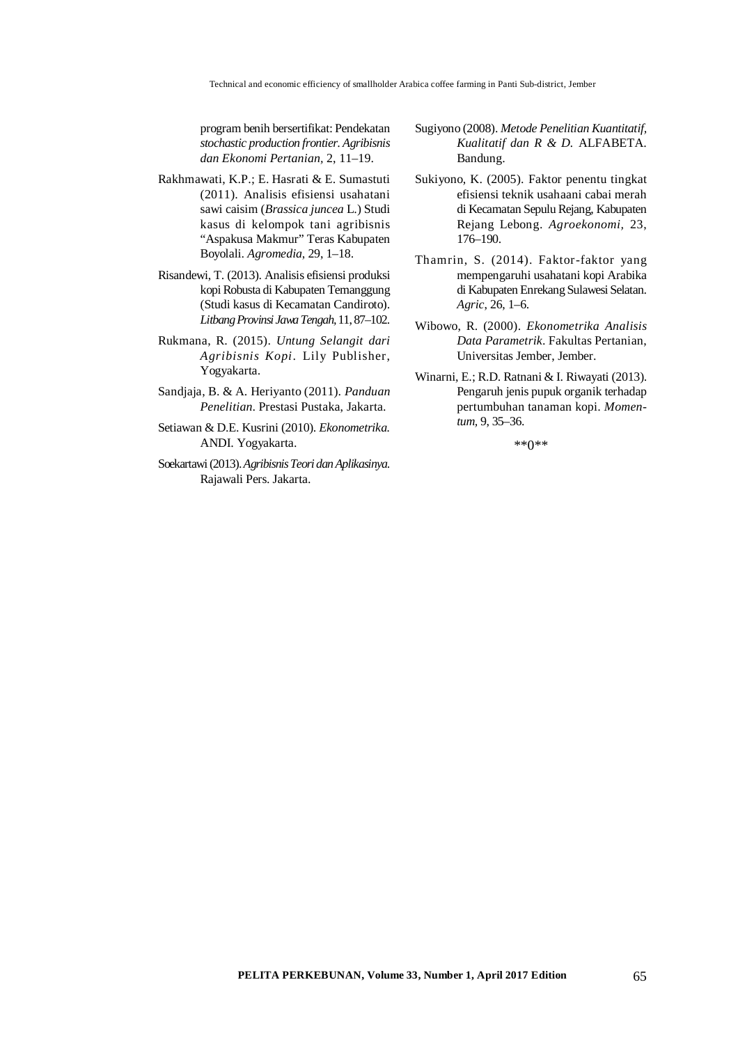program benih bersertifikat: Pendekatan *stochastic production frontier*. *Agribisnis dan Ekonomi Pertanian,* 2, 11–19.

Rakhmawati, K.P.; E. Hasrati & E. Sumastuti (2011). Analisis efisiensi usahatani sawi caisim (*Brassica juncea* L.) Studi kasus di kelompok tani agribisnis “Aspakusa Makmur” Teras Kabupaten Boyolali. *Agromedia*, 29, 1–18.

Risandewi, T. (2013). Analisis efisiensi produksi kopi Robusta di Kabupaten Temanggung (Studi kasus di Kecamatan Candiroto). *Litbang Provinsi Jawa Tengah*, 11, 87–102.

Rukmana, R. (2015). *Untung Selangit dari Agribisnis Kopi*. Lily Publisher, Yogyakarta.

Sandjaja, B. & A. Heriyanto (2011). *Panduan Penelitian*. Prestasi Pustaka, Jakarta.

Setiawan & D.E. Kusrini (2010). *Ekonometrika*. ANDI. Yogyakarta.

Soekartawi (2013). *Agribisnis Teori dan Aplikasinya*. Rajawali Pers. Jakarta.

Sugiyono (2008). *Metode Penelitian Kuantitatif, Kualitatif dan R & D.* ALFABETA. Bandung.

Sukiyono, K. (2005). Faktor penentu tingkat efisiensi teknik usahaani cabai merah di Kecamatan Sepulu Rejang, Kabupaten Rejang Lebong. *Agroekonomi,* 23, 176–190.

Thamrin, S. (2014). Faktor-faktor yang mempengaruhi usahatani kopi Arabika di Kabupaten Enrekang Sulawesi Selatan. *Agric*, 26, 1–6.

Wibowo, R. (2000). *Ekonometrika Analisis Data Parametrik*. Fakultas Pertanian, Universitas Jember, Jember.

Winarni, E.; R.D. Ratnani & I. Riwayati (2013). Pengaruh jenis pupuk organik terhadap pertumbuhan tanaman kopi. *Momentum*, 9, 35–36.

**0**